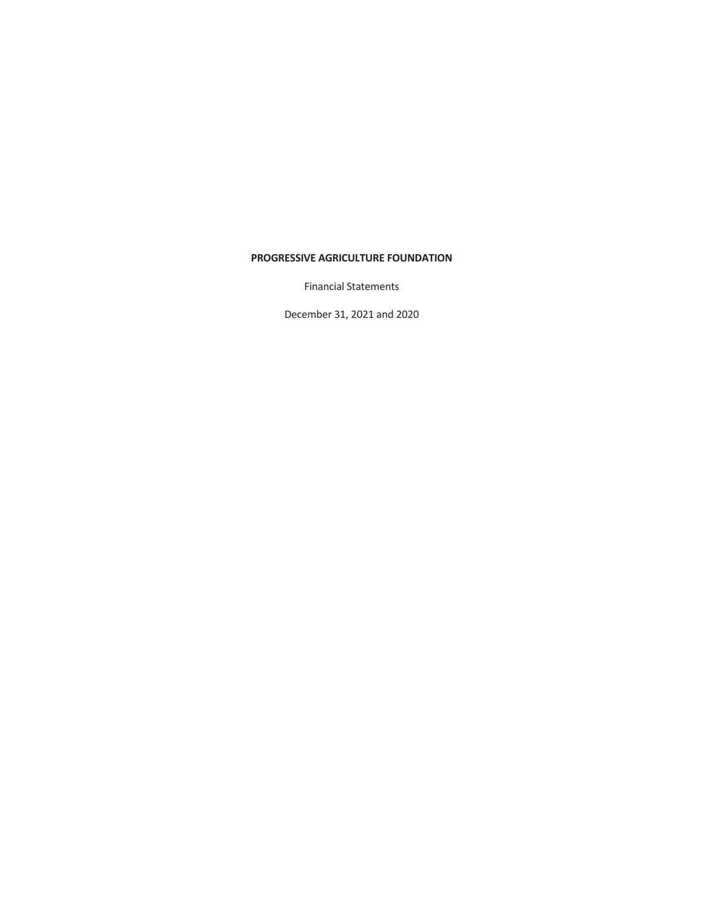**PROGRESSIVE AGRICULTURE FOUNDATION**

Financial Statements

December 31, 2021 and 2020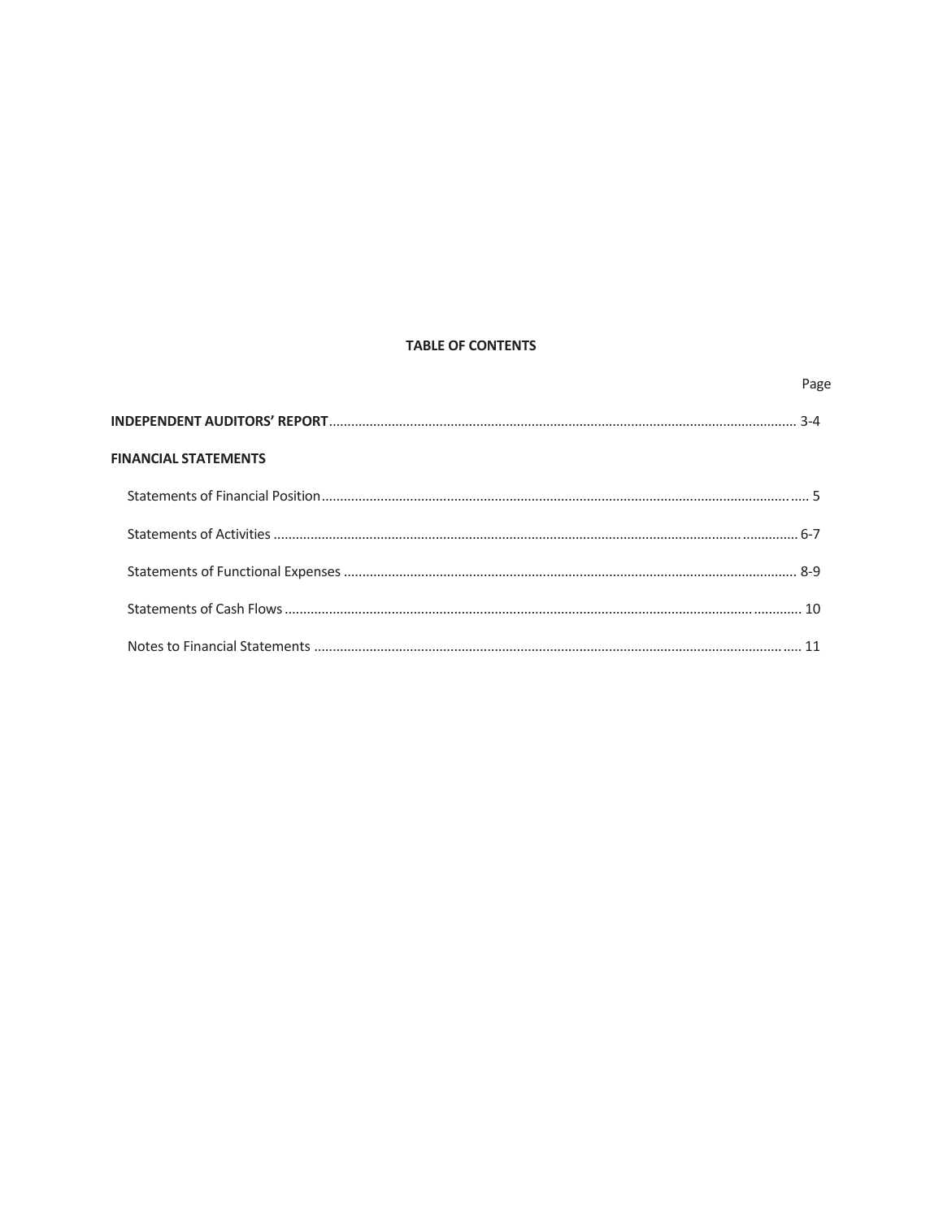## TABLE OF CONTENTS

| | Page |
|---|---|
| **INDEPENDENT AUDITORS' REPORT** | 3-4 |
| **FINANCIAL STATEMENTS** | |
| Statements of Financial Position | 5 |
| Statements of Activities | 6-7 |
| Statements of Functional Expenses | 8-9 |
| Statements of Cash Flows | 10 |
| Notes to Financial Statements | 11 |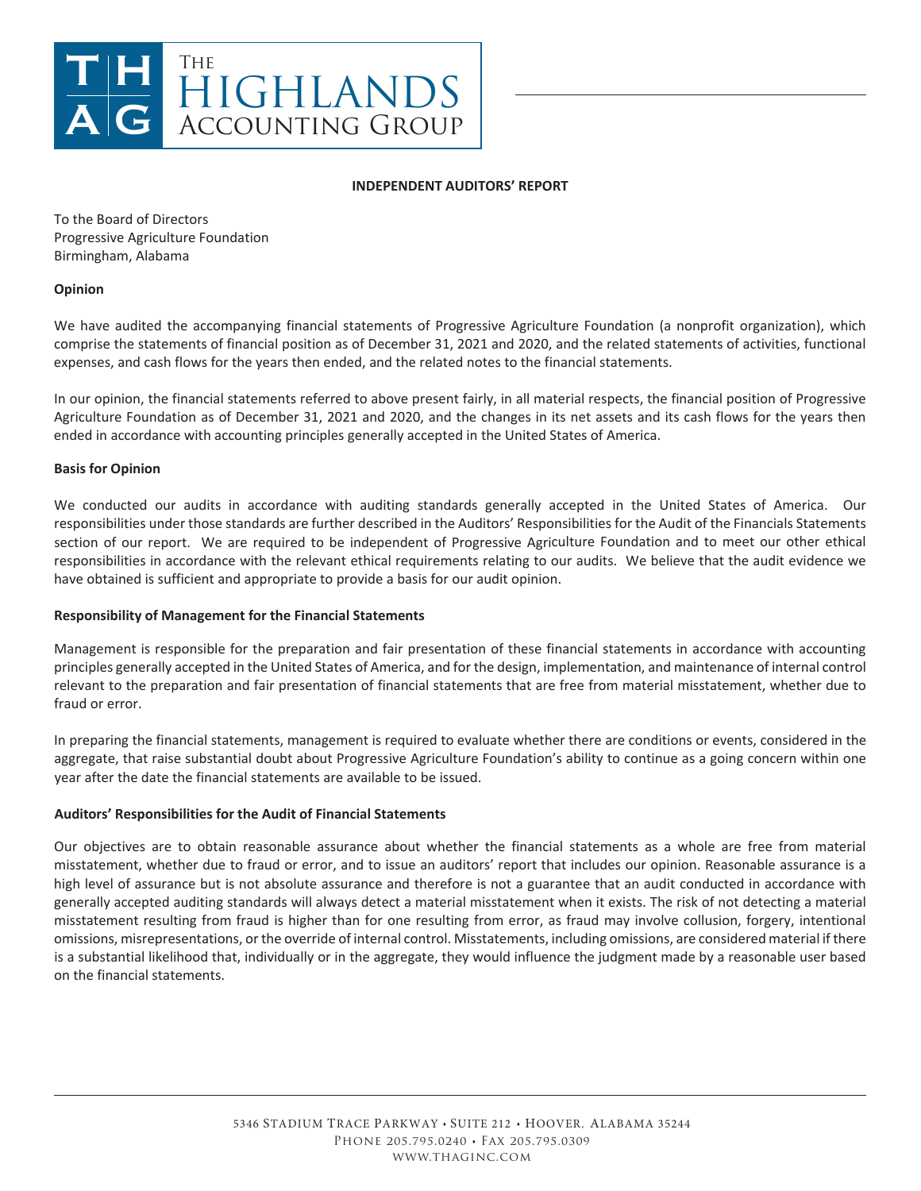THE HIGHLANDS ACCOUNTING GROUP

**INDEPENDENT AUDITORS' REPORT**

To the Board of Directors
Progressive Agriculture Foundation
Birmingham, Alabama

**Opinion**

We have audited the accompanying financial statements of Progressive Agriculture Foundation (a nonprofit organization), which comprise the statements of financial position as of December 31, 2021 and 2020, and the related statements of activities, functional expenses, and cash flows for the years then ended, and the related notes to the financial statements.

In our opinion, the financial statements referred to above present fairly, in all material respects, the financial position of Progressive Agriculture Foundation as of December 31, 2021 and 2020, and the changes in its net assets and its cash flows for the years then ended in accordance with accounting principles generally accepted in the United States of America.

**Basis for Opinion**

We conducted our audits in accordance with auditing standards generally accepted in the United States of America. Our responsibilities under those standards are further described in the Auditors' Responsibilities for the Audit of the Financials Statements section of our report. We are required to be independent of Progressive Agriculture Foundation and to meet our other ethical responsibilities in accordance with the relevant ethical requirements relating to our audits. We believe that the audit evidence we have obtained is sufficient and appropriate to provide a basis for our audit opinion.

**Responsibility of Management for the Financial Statements**

Management is responsible for the preparation and fair presentation of these financial statements in accordance with accounting principles generally accepted in the United States of America, and for the design, implementation, and maintenance of internal control relevant to the preparation and fair presentation of financial statements that are free from material misstatement, whether due to fraud or error.

In preparing the financial statements, management is required to evaluate whether there are conditions or events, considered in the aggregate, that raise substantial doubt about Progressive Agriculture Foundation's ability to continue as a going concern within one year after the date the financial statements are available to be issued.

**Auditors' Responsibilities for the Audit of Financial Statements**

Our objectives are to obtain reasonable assurance about whether the financial statements as a whole are free from material misstatement, whether due to fraud or error, and to issue an auditors' report that includes our opinion. Reasonable assurance is a high level of assurance but is not absolute assurance and therefore is not a guarantee that an audit conducted in accordance with generally accepted auditing standards will always detect a material misstatement when it exists. The risk of not detecting a material misstatement resulting from fraud is higher than for one resulting from error, as fraud may involve collusion, forgery, intentional omissions, misrepresentations, or the override of internal control. Misstatements, including omissions, are considered material if there is a substantial likelihood that, individually or in the aggregate, they would influence the judgment made by a reasonable user based on the financial statements.

5346 Stadium Trace Parkway • Suite 212 • Hoover, Alabama 35244
Phone 205.795.0240 • Fax 205.795.0309
www.thaginc.com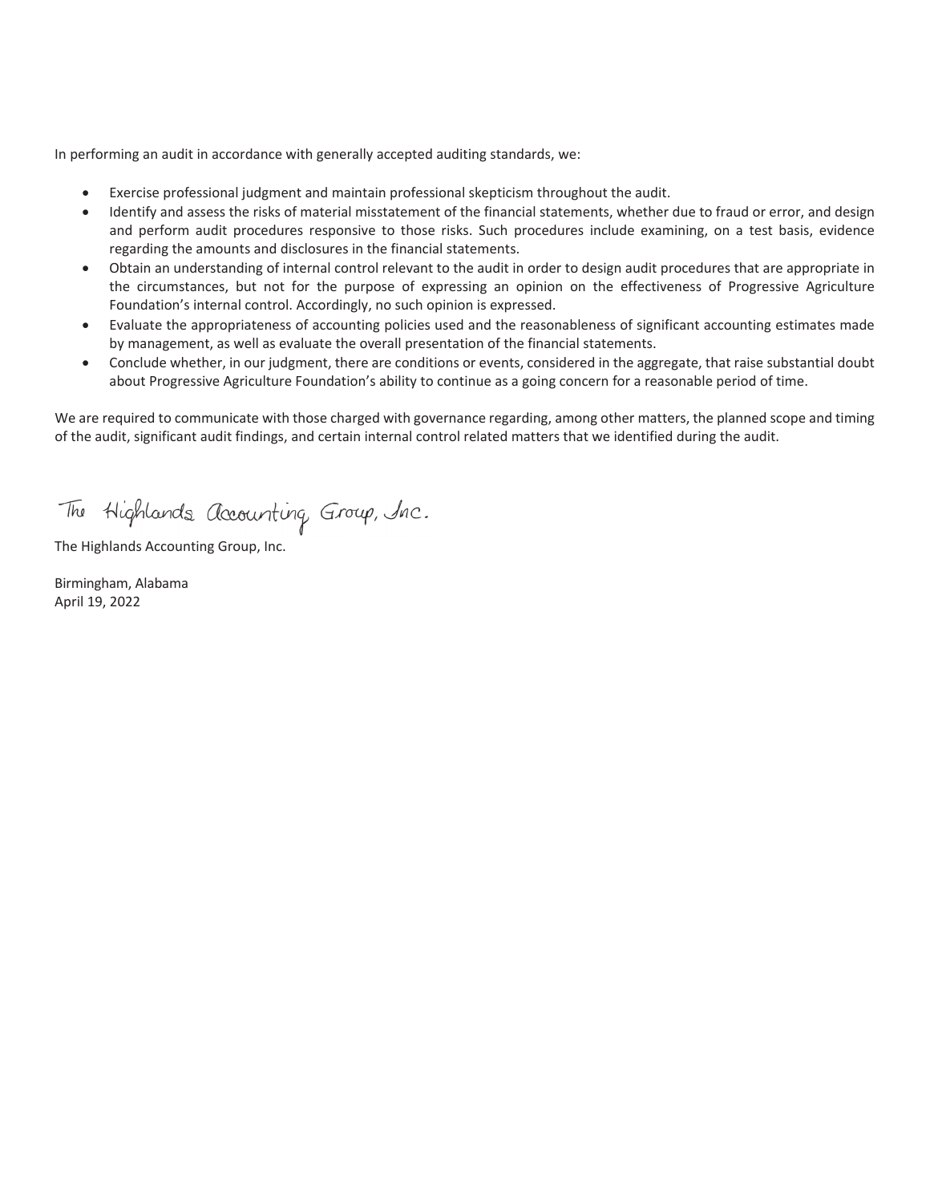In performing an audit in accordance with generally accepted auditing standards, we:

- Exercise professional judgment and maintain professional skepticism throughout the audit.
- Identify and assess the risks of material misstatement of the financial statements, whether due to fraud or error, and design and perform audit procedures responsive to those risks. Such procedures include examining, on a test basis, evidence regarding the amounts and disclosures in the financial statements.
- Obtain an understanding of internal control relevant to the audit in order to design audit procedures that are appropriate in the circumstances, but not for the purpose of expressing an opinion on the effectiveness of Progressive Agriculture Foundation's internal control. Accordingly, no such opinion is expressed.
- Evaluate the appropriateness of accounting policies used and the reasonableness of significant accounting estimates made by management, as well as evaluate the overall presentation of the financial statements.
- Conclude whether, in our judgment, there are conditions or events, considered in the aggregate, that raise substantial doubt about Progressive Agriculture Foundation's ability to continue as a going concern for a reasonable period of time.

We are required to communicate with those charged with governance regarding, among other matters, the planned scope and timing of the audit, significant audit findings, and certain internal control related matters that we identified during the audit.

*The Highlands Accounting Group, Inc.*

The Highlands Accounting Group, Inc.

Birmingham, Alabama
April 19, 2022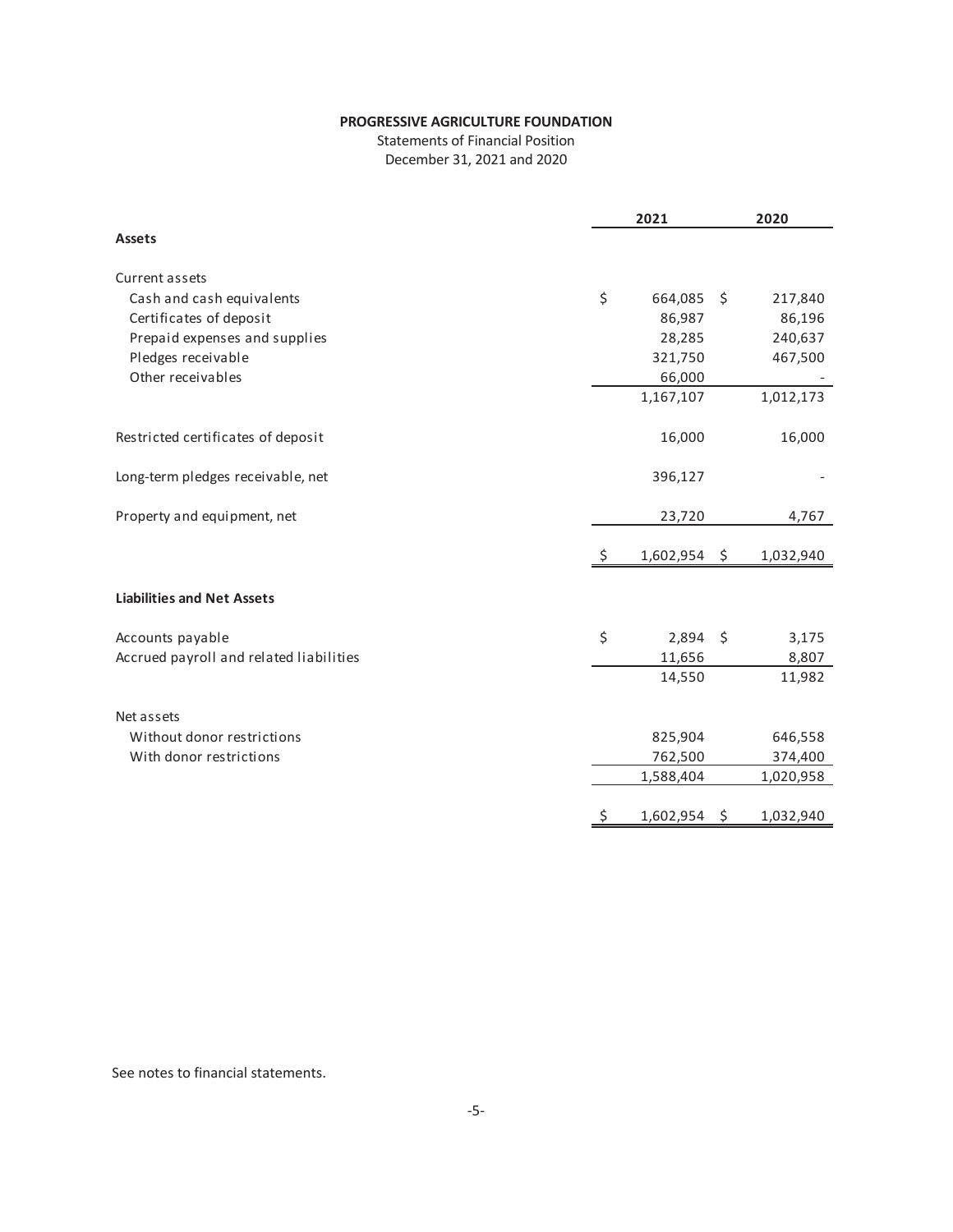**PROGRESSIVE AGRICULTURE FOUNDATION**

Statements of Financial Position

December 31, 2021 and 2020

| | 2021 | 2020 |
|---|---|---|
| **Assets** | | |
| Current assets | | |
| Cash and cash equivalents | $ 664,085 | $ 217,840 |
| Certificates of deposit | 86,987 | 86,196 |
| Prepaid expenses and supplies | 28,285 | 240,637 |
| Pledges receivable | 321,750 | 467,500 |
| Other receivables | 66,000 | - |
| | 1,167,107 | 1,012,173 |
| Restricted certificates of deposit | 16,000 | 16,000 |
| Long-term pledges receivable, net | 396,127 | - |
| Property and equipment, net | 23,720 | 4,767 |
| | $ 1,602,954 | $ 1,032,940 |
| **Liabilities and Net Assets** | | |
| Accounts payable | $ 2,894 | $ 3,175 |
| Accrued payroll and related liabilities | 11,656 | 8,807 |
| | 14,550 | 11,982 |
| Net assets | | |
| Without donor restrictions | 825,904 | 646,558 |
| With donor restrictions | 762,500 | 374,400 |
| | 1,588,404 | 1,020,958 |
| | $ 1,602,954 | $ 1,032,940 |

See notes to financial statements.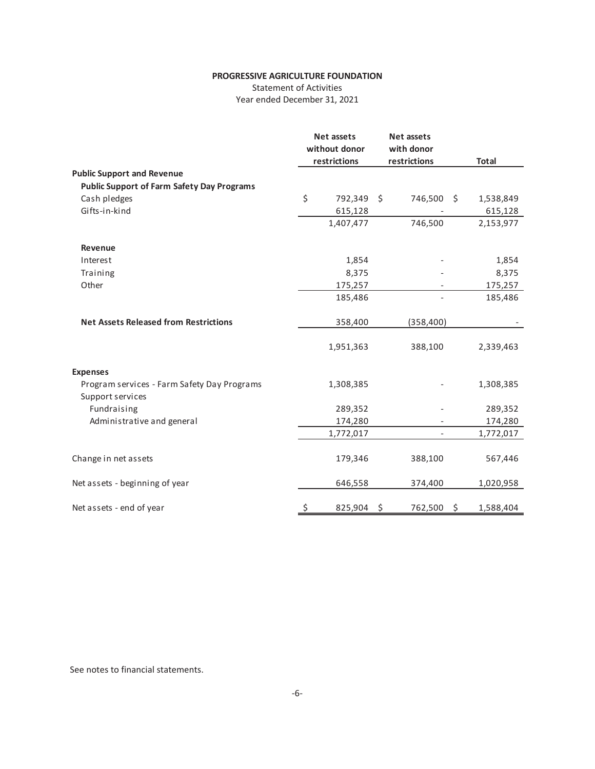**PROGRESSIVE AGRICULTURE FOUNDATION**
Statement of Activities
Year ended December 31, 2021

| | Net assets without donor restrictions | Net assets with donor restrictions | Total |
|---|---|---|---|
| **Public Support and Revenue** | | | |
| **Public Support of Farm Safety Day Programs** | | | |
| Cash pledges | $ 792,349 | $ 746,500 | $ 1,538,849 |
| Gifts-in-kind | 615,128 | - | 615,128 |
| | 1,407,477 | 746,500 | 2,153,977 |
| **Revenue** | | | |
| Interest | 1,854 | - | 1,854 |
| Training | 8,375 | - | 8,375 |
| Other | 175,257 | - | 175,257 |
| | 185,486 | - | 185,486 |
| **Net Assets Released from Restrictions** | 358,400 | (358,400) | - |
| | 1,951,363 | 388,100 | 2,339,463 |
| **Expenses** | | | |
| Program services - Farm Safety Day Programs | 1,308,385 | - | 1,308,385 |
| Support services | | | |
| Fundraising | 289,352 | - | 289,352 |
| Administrative and general | 174,280 | - | 174,280 |
| | 1,772,017 | - | 1,772,017 |
| Change in net assets | 179,346 | 388,100 | 567,446 |
| Net assets - beginning of year | 646,558 | 374,400 | 1,020,958 |
| Net assets - end of year | $ 825,904 | $ 762,500 | $ 1,588,404 |

See notes to financial statements.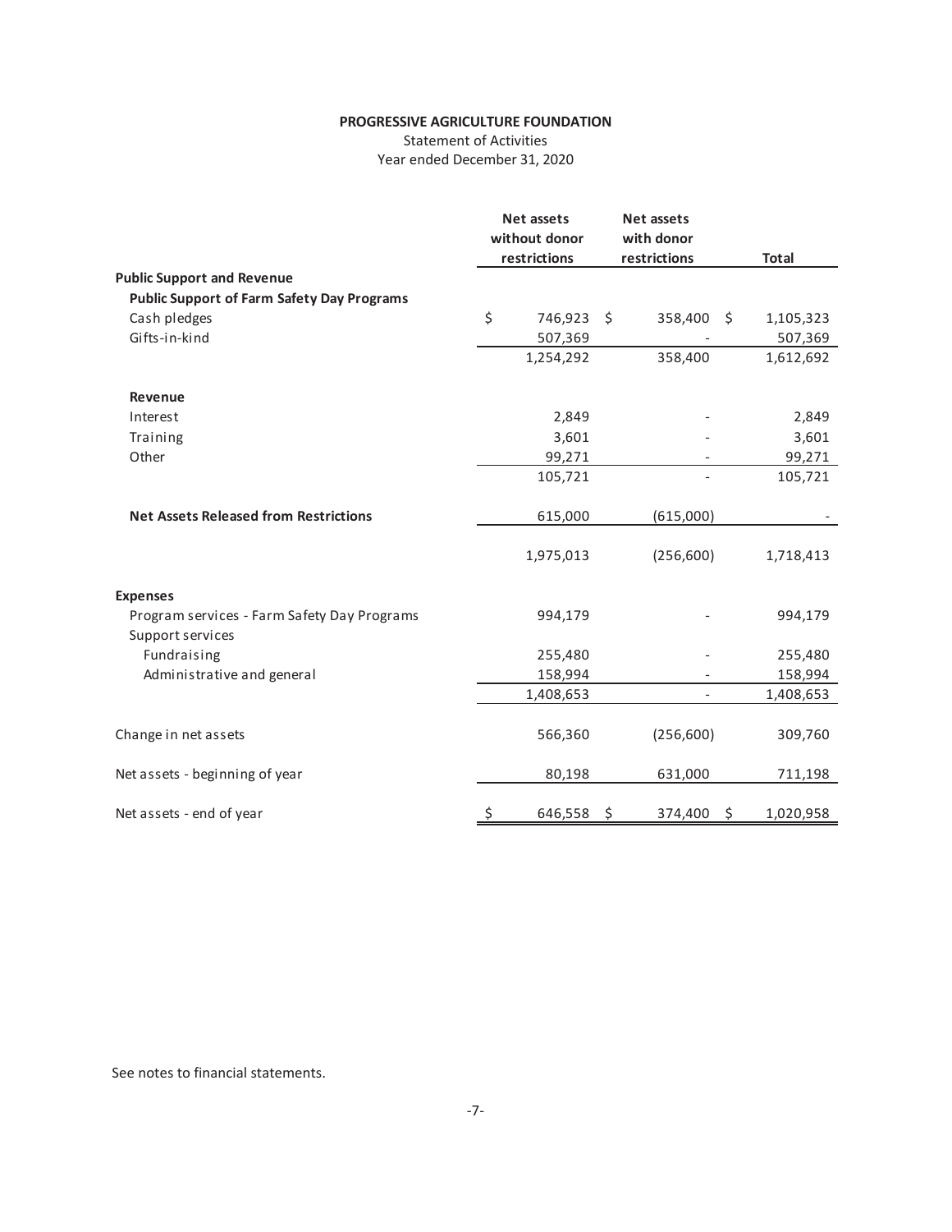**PROGRESSIVE AGRICULTURE FOUNDATION**

Statement of Activities

Year ended December 31, 2020

| | Net assets without donor restrictions | Net assets with donor restrictions | Total |
|---|---|---|---|
| **Public Support and Revenue** | | | |
| **Public Support of Farm Safety Day Programs** | | | |
| Cash pledges | $ 746,923 | $ 358,400 | $ 1,105,323 |
| Gifts-in-kind | 507,369 | - | 507,369 |
| | 1,254,292 | 358,400 | 1,612,692 |
| **Revenue** | | | |
| Interest | 2,849 | - | 2,849 |
| Training | 3,601 | - | 3,601 |
| Other | 99,271 | - | 99,271 |
| | 105,721 | - | 105,721 |
| **Net Assets Released from Restrictions** | 615,000 | (615,000) | - |
| | 1,975,013 | (256,600) | 1,718,413 |
| **Expenses** | | | |
| Program services - Farm Safety Day Programs | 994,179 | - | 994,179 |
| Support services | | | |
| Fundraising | 255,480 | - | 255,480 |
| Administrative and general | 158,994 | - | 158,994 |
| | 1,408,653 | - | 1,408,653 |
| Change in net assets | 566,360 | (256,600) | 309,760 |
| Net assets - beginning of year | 80,198 | 631,000 | 711,198 |
| Net assets - end of year | $ 646,558 | $ 374,400 | $ 1,020,958 |

See notes to financial statements.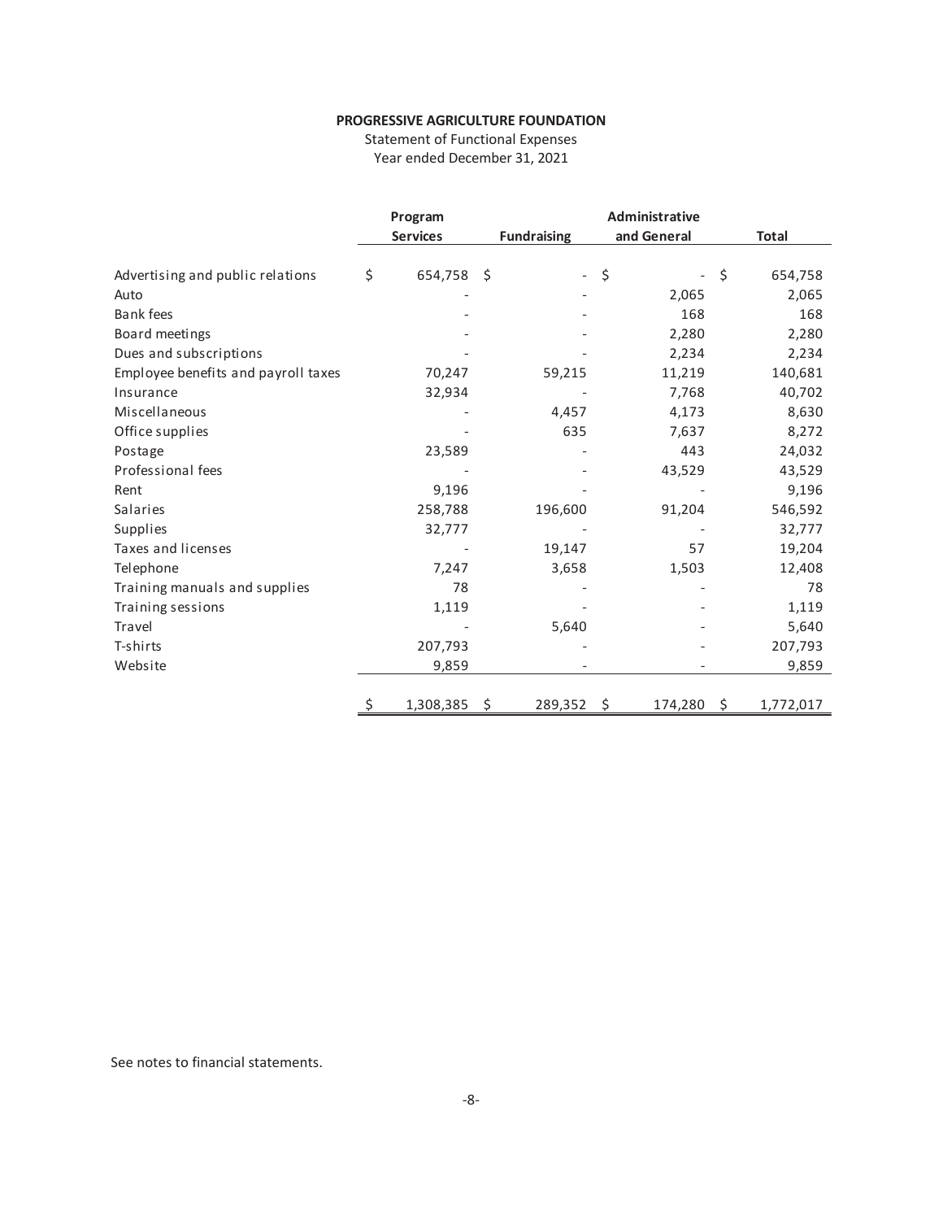**PROGRESSIVE AGRICULTURE FOUNDATION**

Statement of Functional Expenses

Year ended December 31, 2021

| | Program Services | Fundraising | Administrative and General | Total |
|---|---|---|---|---|
| Advertising and public relations | $ 654,758 | $ - | $ - | $ 654,758 |
| Auto | - | - | 2,065 | 2,065 |
| Bank fees | - | - | 168 | 168 |
| Board meetings | - | - | 2,280 | 2,280 |
| Dues and subscriptions | - | - | 2,234 | 2,234 |
| Employee benefits and payroll taxes | 70,247 | 59,215 | 11,219 | 140,681 |
| Insurance | 32,934 | - | 7,768 | 40,702 |
| Miscellaneous | - | 4,457 | 4,173 | 8,630 |
| Office supplies | - | 635 | 7,637 | 8,272 |
| Postage | 23,589 | - | 443 | 24,032 |
| Professional fees | - | - | 43,529 | 43,529 |
| Rent | 9,196 | - | - | 9,196 |
| Salaries | 258,788 | 196,600 | 91,204 | 546,592 |
| Supplies | 32,777 | - | - | 32,777 |
| Taxes and licenses | - | 19,147 | 57 | 19,204 |
| Telephone | 7,247 | 3,658 | 1,503 | 12,408 |
| Training manuals and supplies | 78 | - | - | 78 |
| Training sessions | 1,119 | - | - | 1,119 |
| Travel | - | 5,640 | - | 5,640 |
| T-shirts | 207,793 | - | - | 207,793 |
| Website | 9,859 | - | - | 9,859 |
| | $ 1,308,385 | $ 289,352 | $ 174,280 | $ 1,772,017 |

See notes to financial statements.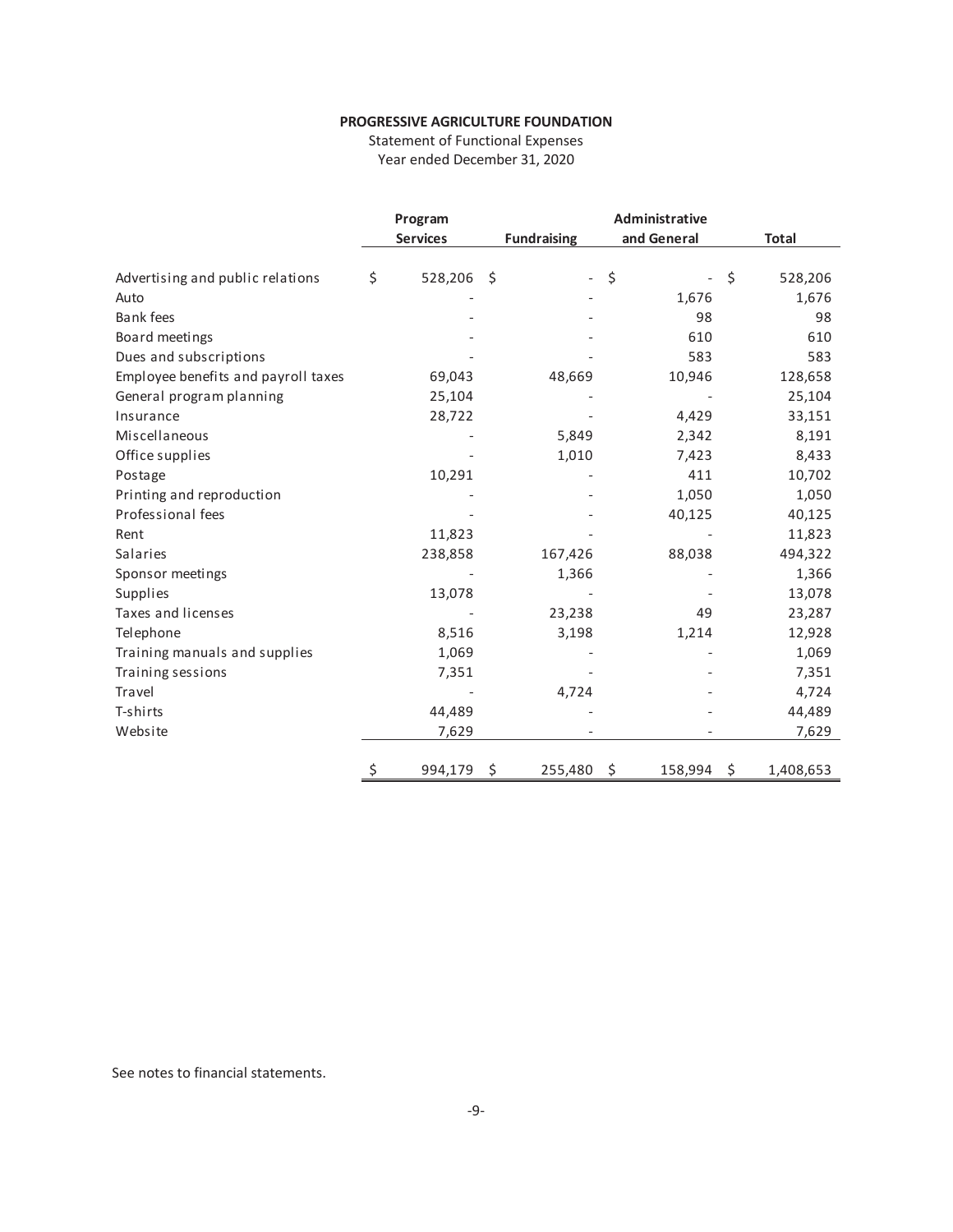**PROGRESSIVE AGRICULTURE FOUNDATION**

Statement of Functional Expenses

Year ended December 31, 2020

| | Program Services | Fundraising | Administrative and General | Total |
|---|---|---|---|---|
| Advertising and public relations | $ 528,206 | $ - | $ - | $ 528,206 |
| Auto | - | - | 1,676 | 1,676 |
| Bank fees | - | - | 98 | 98 |
| Board meetings | - | - | 610 | 610 |
| Dues and subscriptions | - | - | 583 | 583 |
| Employee benefits and payroll taxes | 69,043 | 48,669 | 10,946 | 128,658 |
| General program planning | 25,104 | - | - | 25,104 |
| Insurance | 28,722 | - | 4,429 | 33,151 |
| Miscellaneous | - | 5,849 | 2,342 | 8,191 |
| Office supplies | - | 1,010 | 7,423 | 8,433 |
| Postage | 10,291 | - | 411 | 10,702 |
| Printing and reproduction | - | - | 1,050 | 1,050 |
| Professional fees | - | - | 40,125 | 40,125 |
| Rent | 11,823 | - | - | 11,823 |
| Salaries | 238,858 | 167,426 | 88,038 | 494,322 |
| Sponsor meetings | - | 1,366 | - | 1,366 |
| Supplies | 13,078 | - | - | 13,078 |
| Taxes and licenses | - | 23,238 | 49 | 23,287 |
| Telephone | 8,516 | 3,198 | 1,214 | 12,928 |
| Training manuals and supplies | 1,069 | - | - | 1,069 |
| Training sessions | 7,351 | - | - | 7,351 |
| Travel | - | 4,724 | - | 4,724 |
| T-shirts | 44,489 | - | - | 44,489 |
| Website | 7,629 | - | - | 7,629 |
| | $ 994,179 | $ 255,480 | $ 158,994 | $ 1,408,653 |

See notes to financial statements.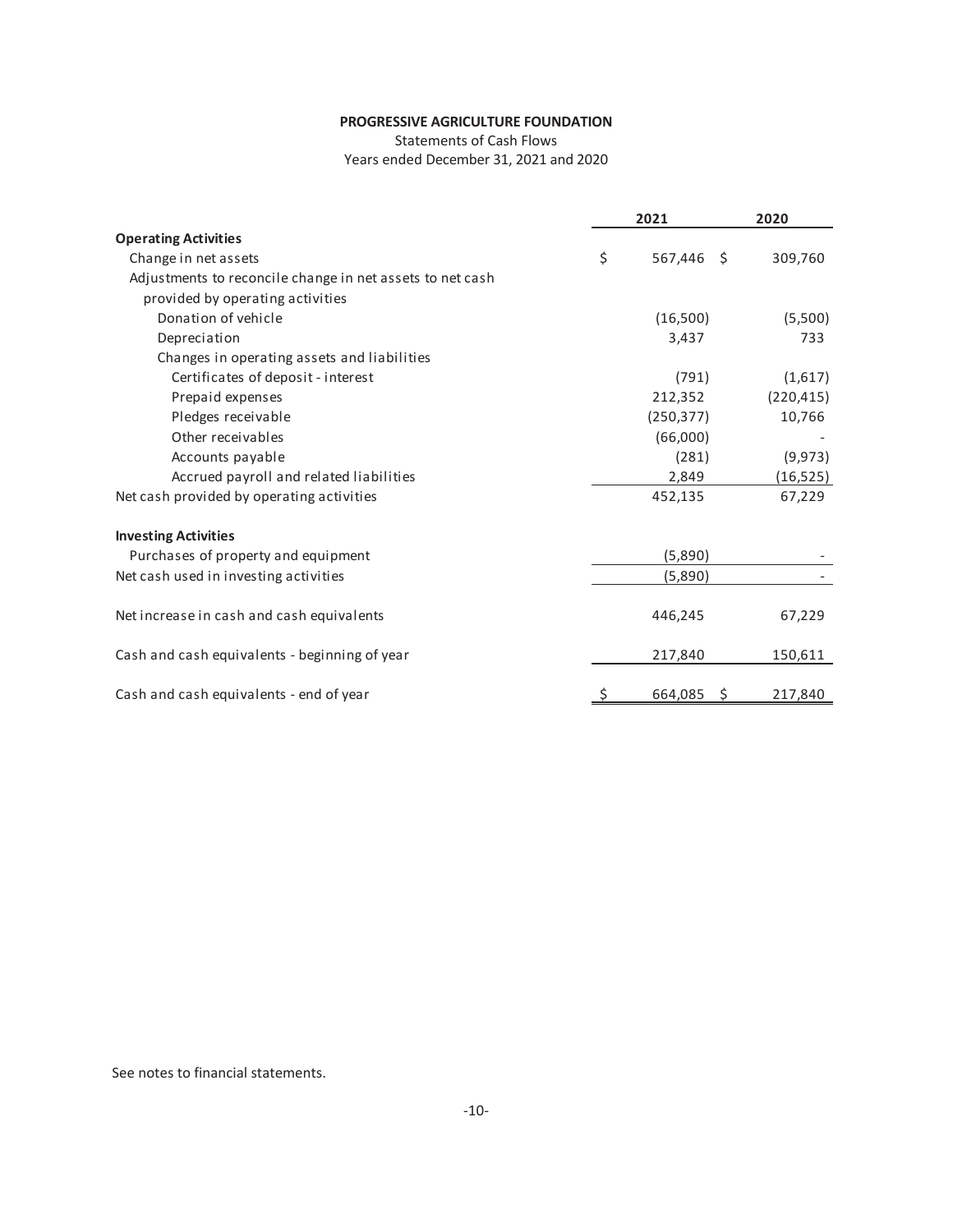**PROGRESSIVE AGRICULTURE FOUNDATION**

Statements of Cash Flows

Years ended December 31, 2021 and 2020

| | 2021 | 2020 |
|---|---|---|
| **Operating Activities** | | |
| Change in net assets | $ 567,446 | $ 309,760 |
| Adjustments to reconcile change in net assets to net cash provided by operating activities | | |
| Donation of vehicle | (16,500) | (5,500) |
| Depreciation | 3,437 | 733 |
| Changes in operating assets and liabilities | | |
| Certificates of deposit - interest | (791) | (1,617) |
| Prepaid expenses | 212,352 | (220,415) |
| Pledges receivable | (250,377) | 10,766 |
| Other receivables | (66,000) | - |
| Accounts payable | (281) | (9,973) |
| Accrued payroll and related liabilities | 2,849 | (16,525) |
| Net cash provided by operating activities | 452,135 | 67,229 |
| **Investing Activities** | | |
| Purchases of property and equipment | (5,890) | - |
| Net cash used in investing activities | (5,890) | - |
| Net increase in cash and cash equivalents | 446,245 | 67,229 |
| Cash and cash equivalents - beginning of year | 217,840 | 150,611 |
| Cash and cash equivalents - end of year | $ 664,085 | $ 217,840 |

See notes to financial statements.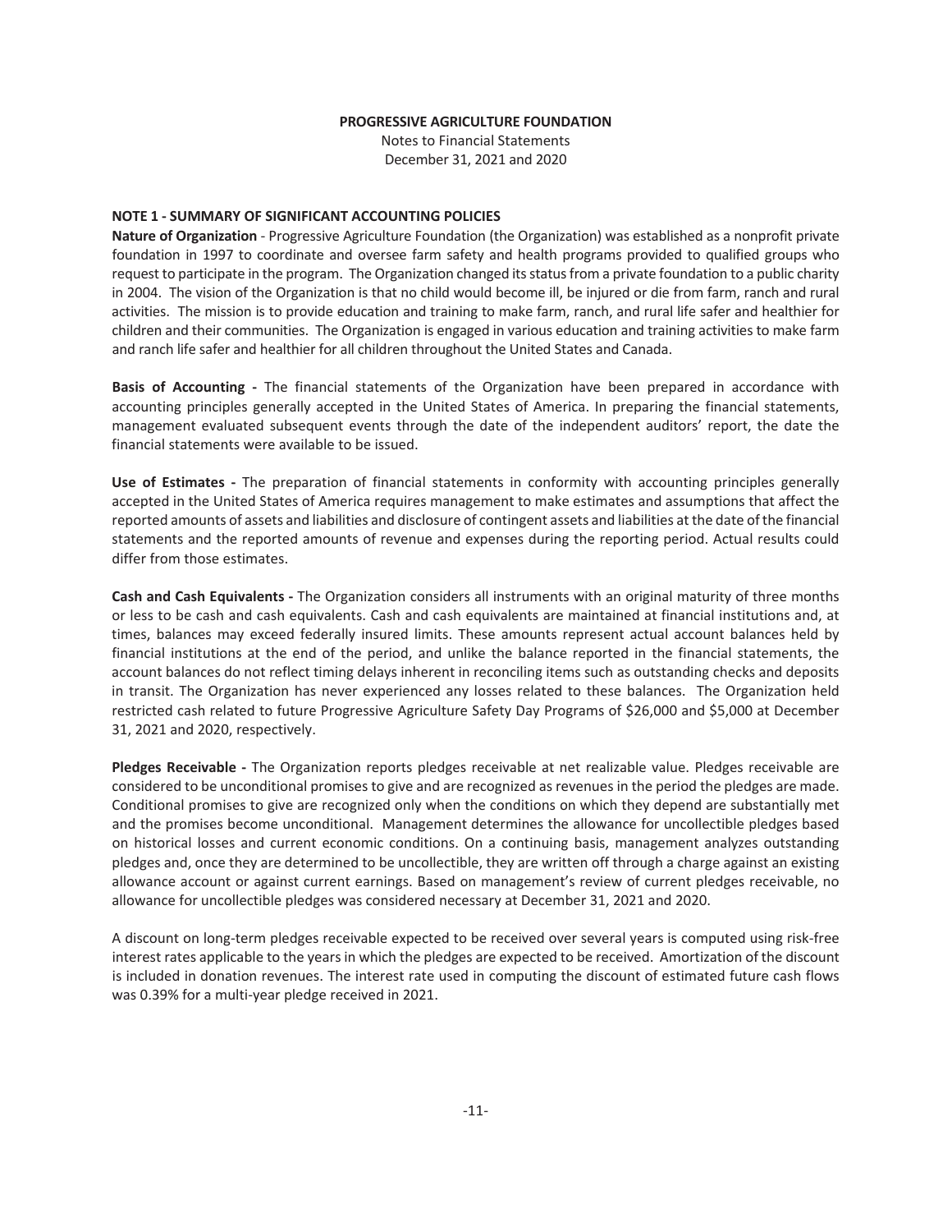**PROGRESSIVE AGRICULTURE FOUNDATION**

Notes to Financial Statements

December 31, 2021 and 2020

**NOTE 1 - SUMMARY OF SIGNIFICANT ACCOUNTING POLICIES**

**Nature of Organization** - Progressive Agriculture Foundation (the Organization) was established as a nonprofit private foundation in 1997 to coordinate and oversee farm safety and health programs provided to qualified groups who request to participate in the program. The Organization changed its status from a private foundation to a public charity in 2004. The vision of the Organization is that no child would become ill, be injured or die from farm, ranch and rural activities. The mission is to provide education and training to make farm, ranch, and rural life safer and healthier for children and their communities. The Organization is engaged in various education and training activities to make farm and ranch life safer and healthier for all children throughout the United States and Canada.

**Basis of Accounting -** The financial statements of the Organization have been prepared in accordance with accounting principles generally accepted in the United States of America. In preparing the financial statements, management evaluated subsequent events through the date of the independent auditors' report, the date the financial statements were available to be issued.

**Use of Estimates -** The preparation of financial statements in conformity with accounting principles generally accepted in the United States of America requires management to make estimates and assumptions that affect the reported amounts of assets and liabilities and disclosure of contingent assets and liabilities at the date of the financial statements and the reported amounts of revenue and expenses during the reporting period. Actual results could differ from those estimates.

**Cash and Cash Equivalents -** The Organization considers all instruments with an original maturity of three months or less to be cash and cash equivalents. Cash and cash equivalents are maintained at financial institutions and, at times, balances may exceed federally insured limits. These amounts represent actual account balances held by financial institutions at the end of the period, and unlike the balance reported in the financial statements, the account balances do not reflect timing delays inherent in reconciling items such as outstanding checks and deposits in transit. The Organization has never experienced any losses related to these balances. The Organization held restricted cash related to future Progressive Agriculture Safety Day Programs of $26,000 and $5,000 at December 31, 2021 and 2020, respectively.

**Pledges Receivable -** The Organization reports pledges receivable at net realizable value. Pledges receivable are considered to be unconditional promises to give and are recognized as revenues in the period the pledges are made. Conditional promises to give are recognized only when the conditions on which they depend are substantially met and the promises become unconditional. Management determines the allowance for uncollectible pledges based on historical losses and current economic conditions. On a continuing basis, management analyzes outstanding pledges and, once they are determined to be uncollectible, they are written off through a charge against an existing allowance account or against current earnings. Based on management's review of current pledges receivable, no allowance for uncollectible pledges was considered necessary at December 31, 2021 and 2020.

A discount on long-term pledges receivable expected to be received over several years is computed using risk-free interest rates applicable to the years in which the pledges are expected to be received. Amortization of the discount is included in donation revenues. The interest rate used in computing the discount of estimated future cash flows was 0.39% for a multi-year pledge received in 2021.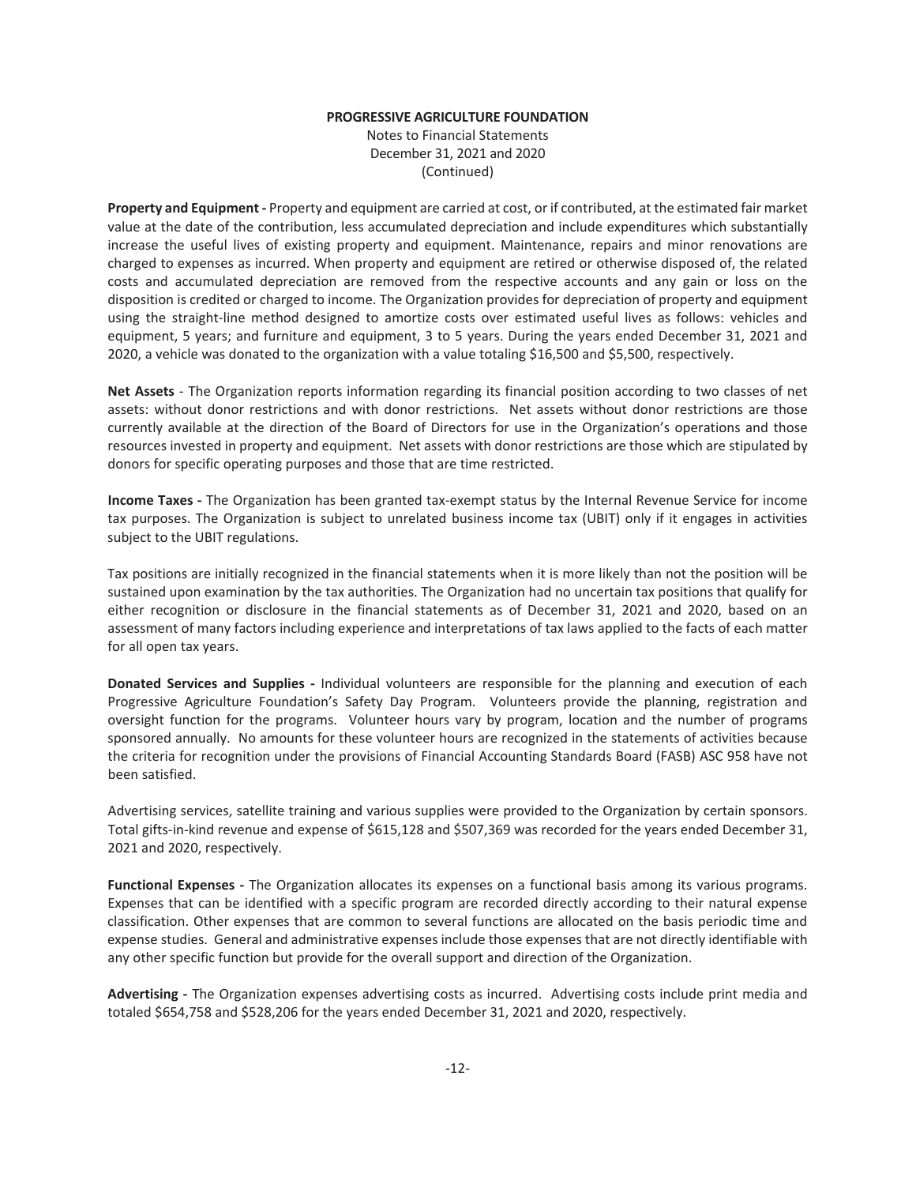**PROGRESSIVE AGRICULTURE FOUNDATION**
Notes to Financial Statements
December 31, 2021 and 2020
(Continued)

**Property and Equipment -** Property and equipment are carried at cost, or if contributed, at the estimated fair market value at the date of the contribution, less accumulated depreciation and include expenditures which substantially increase the useful lives of existing property and equipment. Maintenance, repairs and minor renovations are charged to expenses as incurred. When property and equipment are retired or otherwise disposed of, the related costs and accumulated depreciation are removed from the respective accounts and any gain or loss on the disposition is credited or charged to income. The Organization provides for depreciation of property and equipment using the straight-line method designed to amortize costs over estimated useful lives as follows: vehicles and equipment, 5 years; and furniture and equipment, 3 to 5 years. During the years ended December 31, 2021 and 2020, a vehicle was donated to the organization with a value totaling $16,500 and $5,500, respectively.

**Net Assets** - The Organization reports information regarding its financial position according to two classes of net assets: without donor restrictions and with donor restrictions. Net assets without donor restrictions are those currently available at the direction of the Board of Directors for use in the Organization's operations and those resources invested in property and equipment. Net assets with donor restrictions are those which are stipulated by donors for specific operating purposes and those that are time restricted.

**Income Taxes -** The Organization has been granted tax-exempt status by the Internal Revenue Service for income tax purposes. The Organization is subject to unrelated business income tax (UBIT) only if it engages in activities subject to the UBIT regulations.

Tax positions are initially recognized in the financial statements when it is more likely than not the position will be sustained upon examination by the tax authorities. The Organization had no uncertain tax positions that qualify for either recognition or disclosure in the financial statements as of December 31, 2021 and 2020, based on an assessment of many factors including experience and interpretations of tax laws applied to the facts of each matter for all open tax years.

**Donated Services and Supplies -** Individual volunteers are responsible for the planning and execution of each Progressive Agriculture Foundation's Safety Day Program. Volunteers provide the planning, registration and oversight function for the programs. Volunteer hours vary by program, location and the number of programs sponsored annually. No amounts for these volunteer hours are recognized in the statements of activities because the criteria for recognition under the provisions of Financial Accounting Standards Board (FASB) ASC 958 have not been satisfied.

Advertising services, satellite training and various supplies were provided to the Organization by certain sponsors. Total gifts-in-kind revenue and expense of $615,128 and $507,369 was recorded for the years ended December 31, 2021 and 2020, respectively.

**Functional Expenses -** The Organization allocates its expenses on a functional basis among its various programs. Expenses that can be identified with a specific program are recorded directly according to their natural expense classification. Other expenses that are common to several functions are allocated on the basis periodic time and expense studies. General and administrative expenses include those expenses that are not directly identifiable with any other specific function but provide for the overall support and direction of the Organization.

**Advertising -** The Organization expenses advertising costs as incurred. Advertising costs include print media and totaled $654,758 and $528,206 for the years ended December 31, 2021 and 2020, respectively.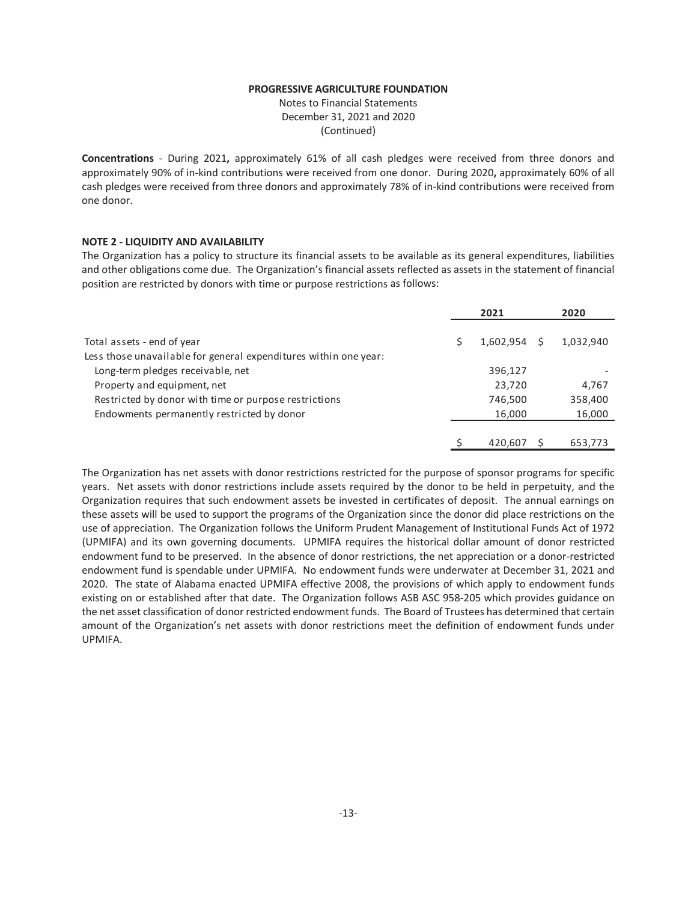**PROGRESSIVE AGRICULTURE FOUNDATION**
Notes to Financial Statements
December 31, 2021 and 2020
(Continued)

**Concentrations** - During 2021**,** approximately 61% of all cash pledges were received from three donors and approximately 90% of in-kind contributions were received from one donor. During 2020**,** approximately 60% of all cash pledges were received from three donors and approximately 78% of in-kind contributions were received from one donor.

**NOTE 2 - LIQUIDITY AND AVAILABILITY**

The Organization has a policy to structure its financial assets to be available as its general expenditures, liabilities and other obligations come due. The Organization's financial assets reflected as assets in the statement of financial position are restricted by donors with time or purpose restrictions as follows:

| | 2021 | 2020 |
|---|---|---|
| Total assets - end of year | $ 1,602,954 | $ 1,032,940 |
| Less those unavailable for general expenditures within one year: | | |
| Long-term pledges receivable, net | 396,127 | - |
| Property and equipment, net | 23,720 | 4,767 |
| Restricted by donor with time or purpose restrictions | 746,500 | 358,400 |
| Endowments permanently restricted by donor | 16,000 | 16,000 |
| | $ 420,607 | $ 653,773 |

The Organization has net assets with donor restrictions restricted for the purpose of sponsor programs for specific years. Net assets with donor restrictions include assets required by the donor to be held in perpetuity, and the Organization requires that such endowment assets be invested in certificates of deposit. The annual earnings on these assets will be used to support the programs of the Organization since the donor did place restrictions on the use of appreciation. The Organization follows the Uniform Prudent Management of Institutional Funds Act of 1972 (UPMIFA) and its own governing documents. UPMIFA requires the historical dollar amount of donor restricted endowment fund to be preserved. In the absence of donor restrictions, the net appreciation or a donor-restricted endowment fund is spendable under UPMIFA. No endowment funds were underwater at December 31, 2021 and 2020. The state of Alabama enacted UPMIFA effective 2008, the provisions of which apply to endowment funds existing on or established after that date. The Organization follows ASB ASC 958-205 which provides guidance on the net asset classification of donor restricted endowment funds. The Board of Trustees has determined that certain amount of the Organization's net assets with donor restrictions meet the definition of endowment funds under UPMIFA.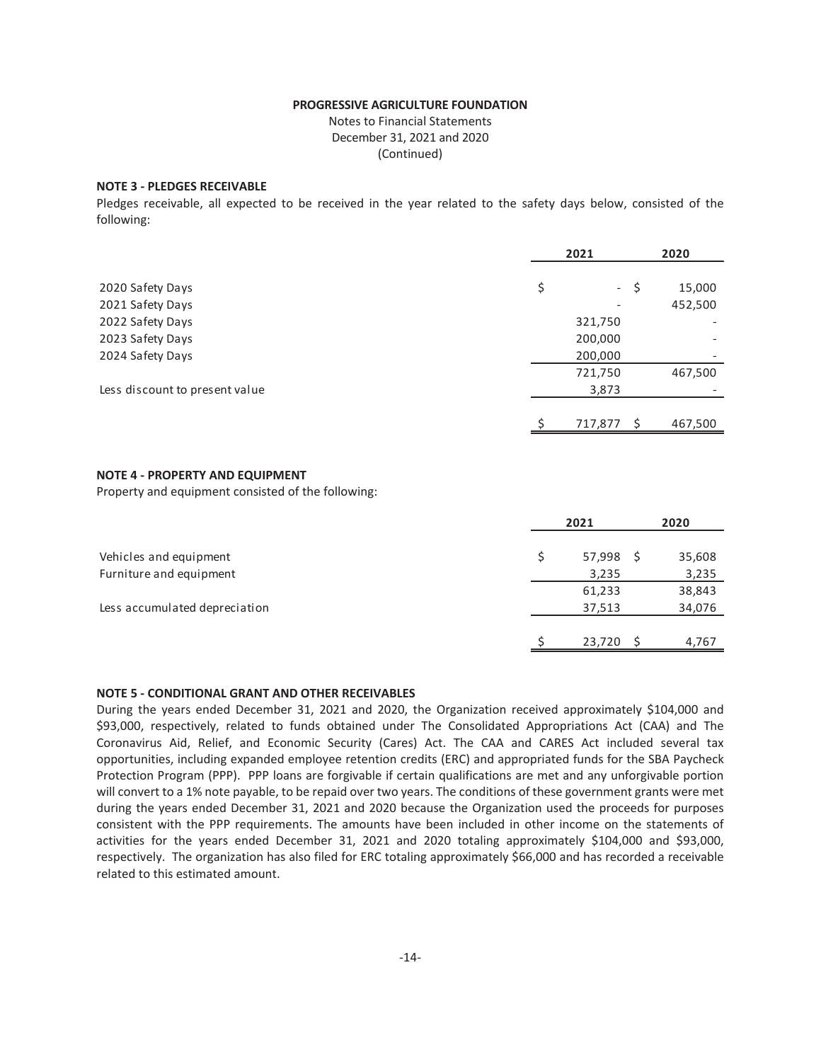**PROGRESSIVE AGRICULTURE FOUNDATION**
Notes to Financial Statements
December 31, 2021 and 2020
(Continued)

**NOTE 3 - PLEDGES RECEIVABLE**

Pledges receivable, all expected to be received in the year related to the safety days below, consisted of the following:

| | 2021 | 2020 |
|---|---|---|
| 2020 Safety Days | $ - | $ 15,000 |
| 2021 Safety Days | - | 452,500 |
| 2022 Safety Days | 321,750 | - |
| 2023 Safety Days | 200,000 | - |
| 2024 Safety Days | 200,000 | - |
| | 721,750 | 467,500 |
| Less discount to present value | 3,873 | - |
| | $ 717,877 | $ 467,500 |

**NOTE 4 - PROPERTY AND EQUIPMENT**

Property and equipment consisted of the following:

| | 2021 | 2020 |
|---|---|---|
| Vehicles and equipment | $ 57,998 | $ 35,608 |
| Furniture and equipment | 3,235 | 3,235 |
| | 61,233 | 38,843 |
| Less accumulated depreciation | 37,513 | 34,076 |
| | $ 23,720 | $ 4,767 |

**NOTE 5 - CONDITIONAL GRANT AND OTHER RECEIVABLES**

During the years ended December 31, 2021 and 2020, the Organization received approximately $104,000 and $93,000, respectively, related to funds obtained under The Consolidated Appropriations Act (CAA) and The Coronavirus Aid, Relief, and Economic Security (Cares) Act. The CAA and CARES Act included several tax opportunities, including expanded employee retention credits (ERC) and appropriated funds for the SBA Paycheck Protection Program (PPP). PPP loans are forgivable if certain qualifications are met and any unforgivable portion will convert to a 1% note payable, to be repaid over two years. The conditions of these government grants were met during the years ended December 31, 2021 and 2020 because the Organization used the proceeds for purposes consistent with the PPP requirements. The amounts have been included in other income on the statements of activities for the years ended December 31, 2021 and 2020 totaling approximately $104,000 and $93,000, respectively. The organization has also filed for ERC totaling approximately $66,000 and has recorded a receivable related to this estimated amount.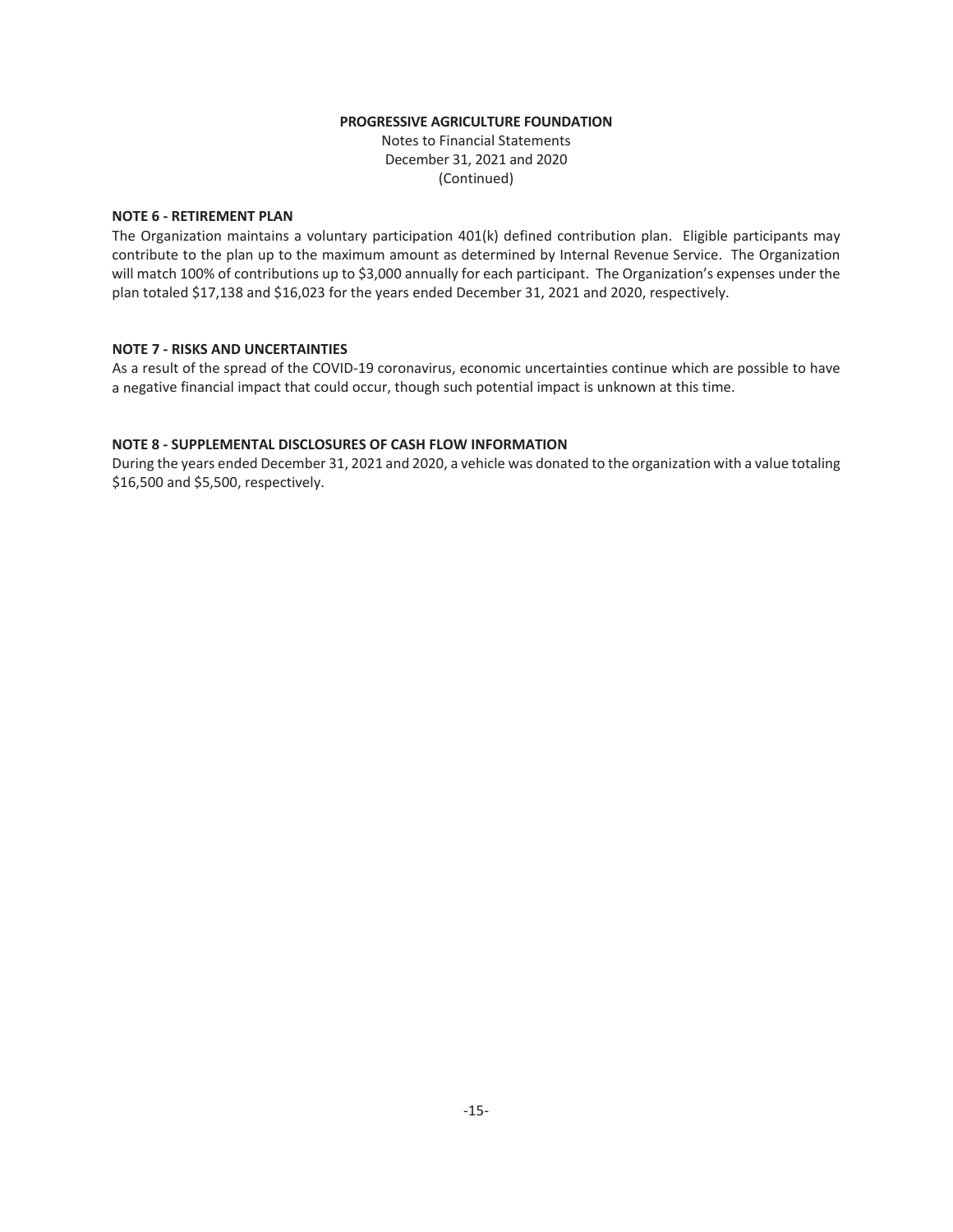**PROGRESSIVE AGRICULTURE FOUNDATION**
Notes to Financial Statements
December 31, 2021 and 2020
(Continued)

**NOTE 6 - RETIREMENT PLAN**

The Organization maintains a voluntary participation 401(k) defined contribution plan. Eligible participants may contribute to the plan up to the maximum amount as determined by Internal Revenue Service. The Organization will match 100% of contributions up to $3,000 annually for each participant. The Organization's expenses under the plan totaled $17,138 and $16,023 for the years ended December 31, 2021 and 2020, respectively.

**NOTE 7 - RISKS AND UNCERTAINTIES**

As a result of the spread of the COVID-19 coronavirus, economic uncertainties continue which are possible to have a negative financial impact that could occur, though such potential impact is unknown at this time.

**NOTE 8 - SUPPLEMENTAL DISCLOSURES OF CASH FLOW INFORMATION**

During the years ended December 31, 2021 and 2020, a vehicle was donated to the organization with a value totaling $16,500 and $5,500, respectively.